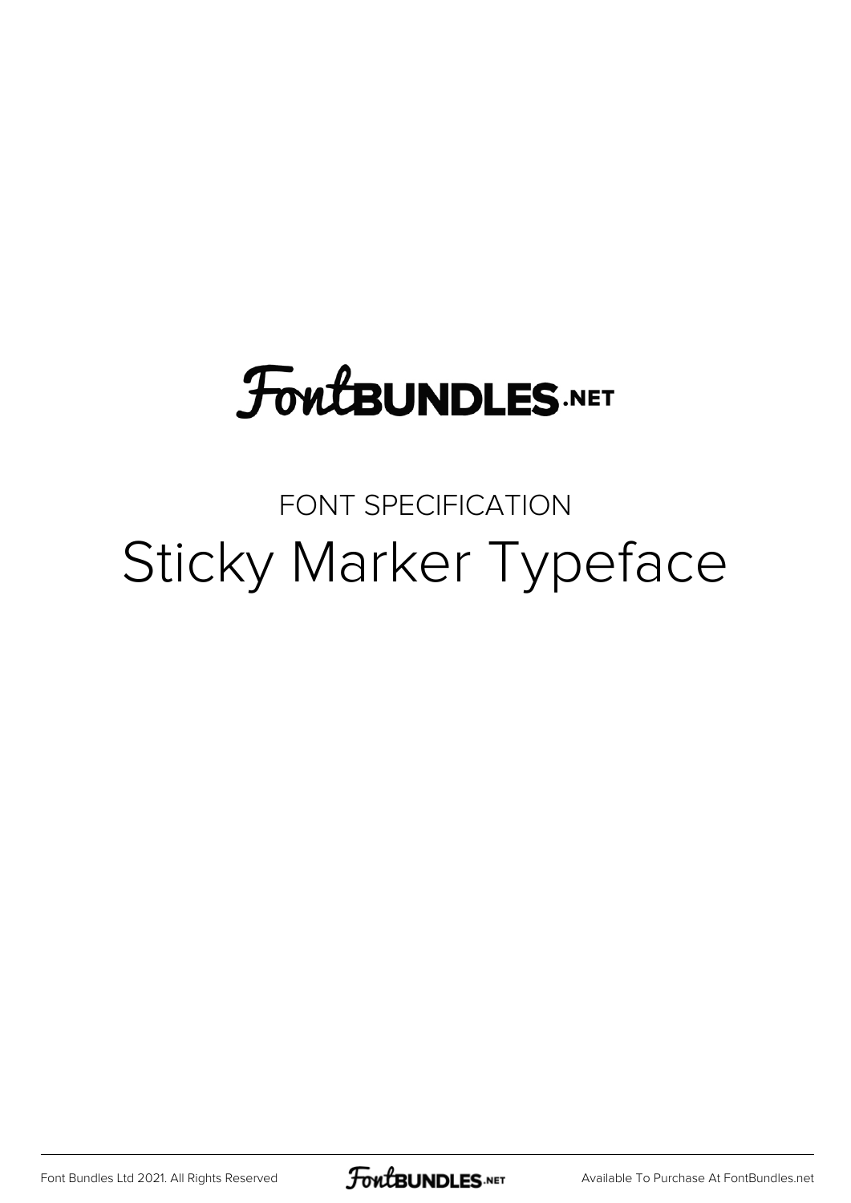FontBUNDLES.NET

FONT SPECIFICATION

# Sticky Marker Typeface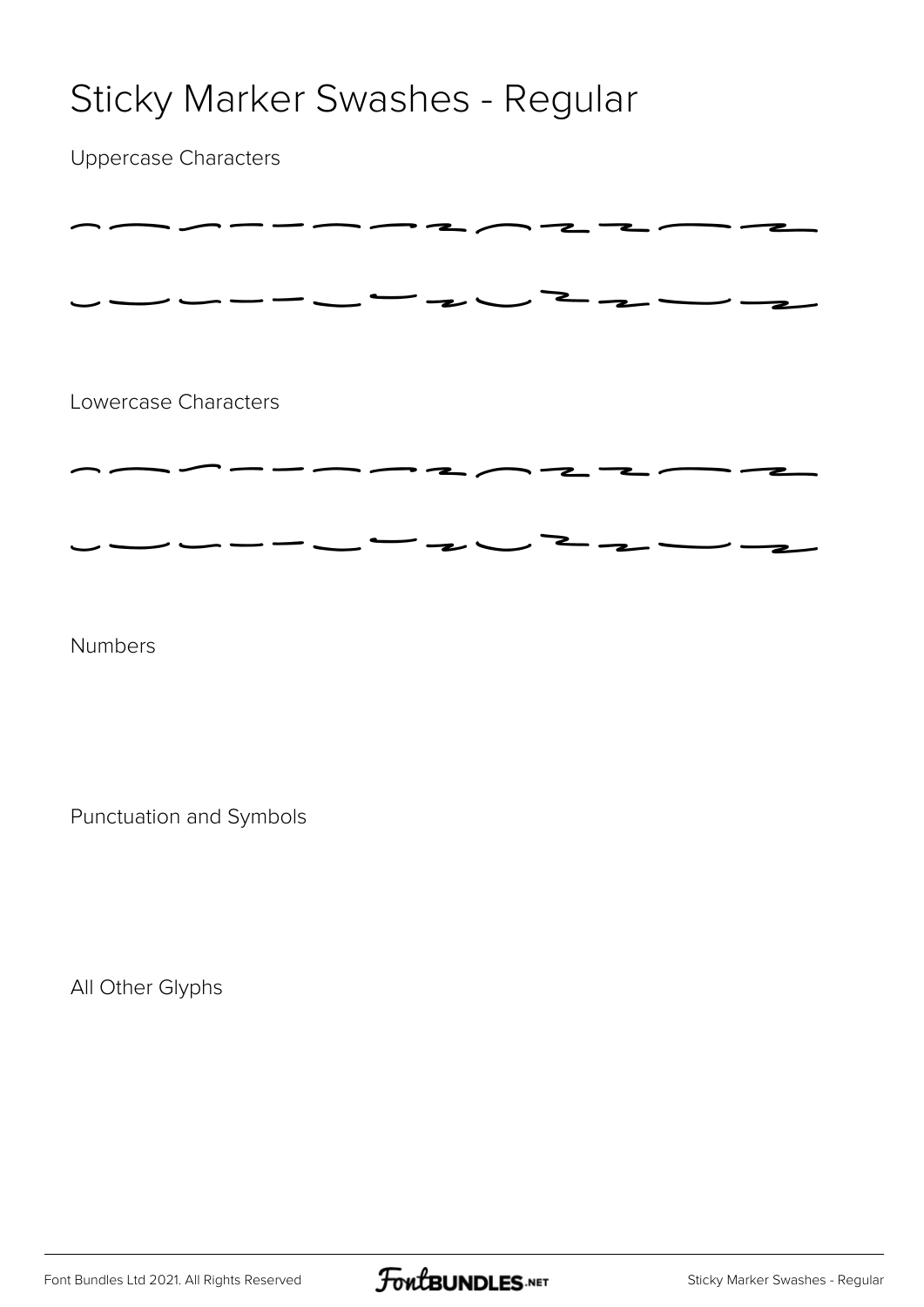# Sticky Marker Swashes - Regular

Uppercase Characters

Lowercase Characters

Numbers

Punctuation and Symbols

All Other Glyphs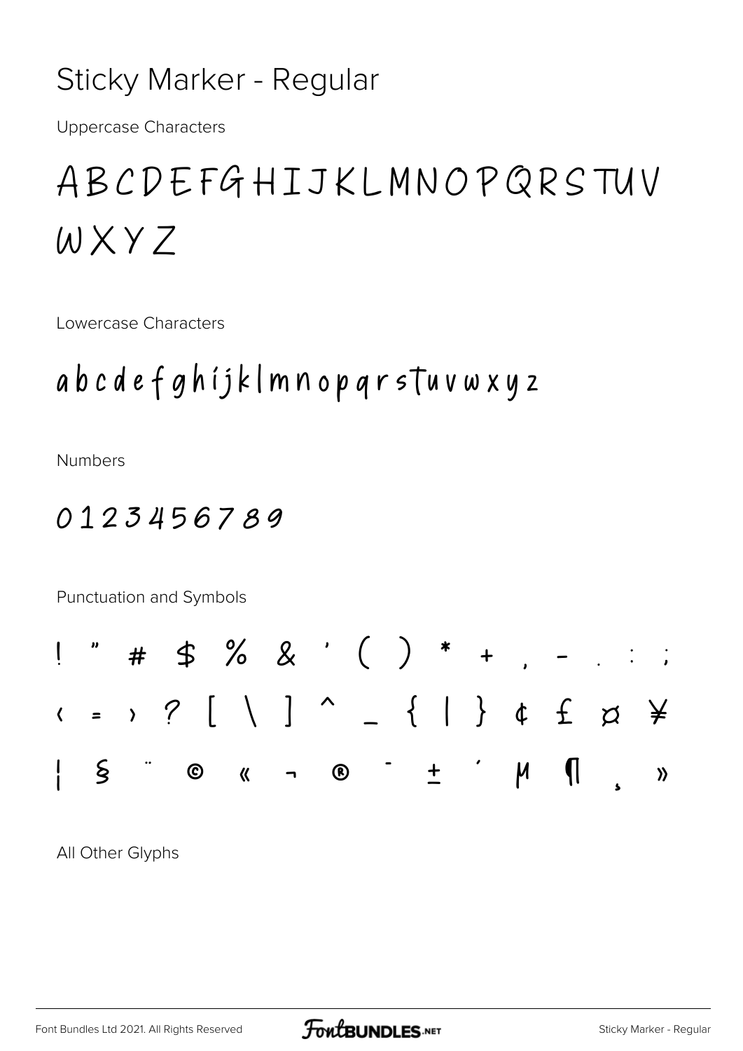# Sticky Marker - Regular

Uppercase Characters

ABCDEFGHIJKLMNOPQRSTUV
WXYZ

Lowercase Characters

abcdefghijklmnopqrstuvwxyz

Numbers

0123456789

Punctuation and Symbols

! " # $ % & ' ( ) * + , - . : ;

< = > ? [ \ ] ^ _ { | } ¢ £ ¤ ¥

¦ § ¨ © « ¬ ® ¯ ± ´ µ ¶ ¸ »

All Other Glyphs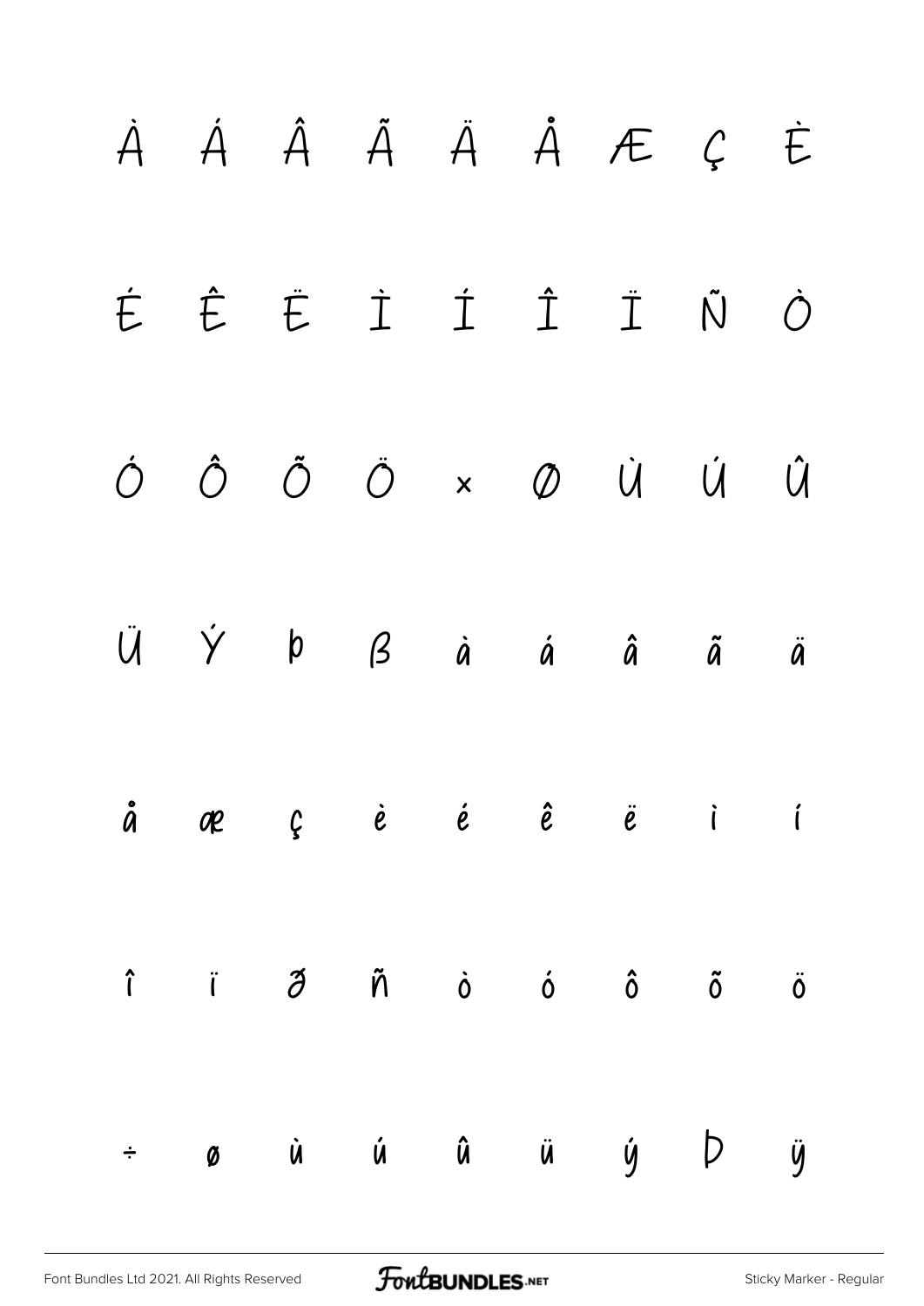À Á Â Ã Ä Å Æ Ç È

É Ê Ë Ì Í Î Ï Ñ Ò

Ó Ô Õ Ö × Ø Ù Ú Û

Ü Ý Þ ß à á â ã ä

å æ ç è é ê ë ì í

î ï ð ñ ò ó ô õ ö

÷ ø ù ú û ü ý þ ÿ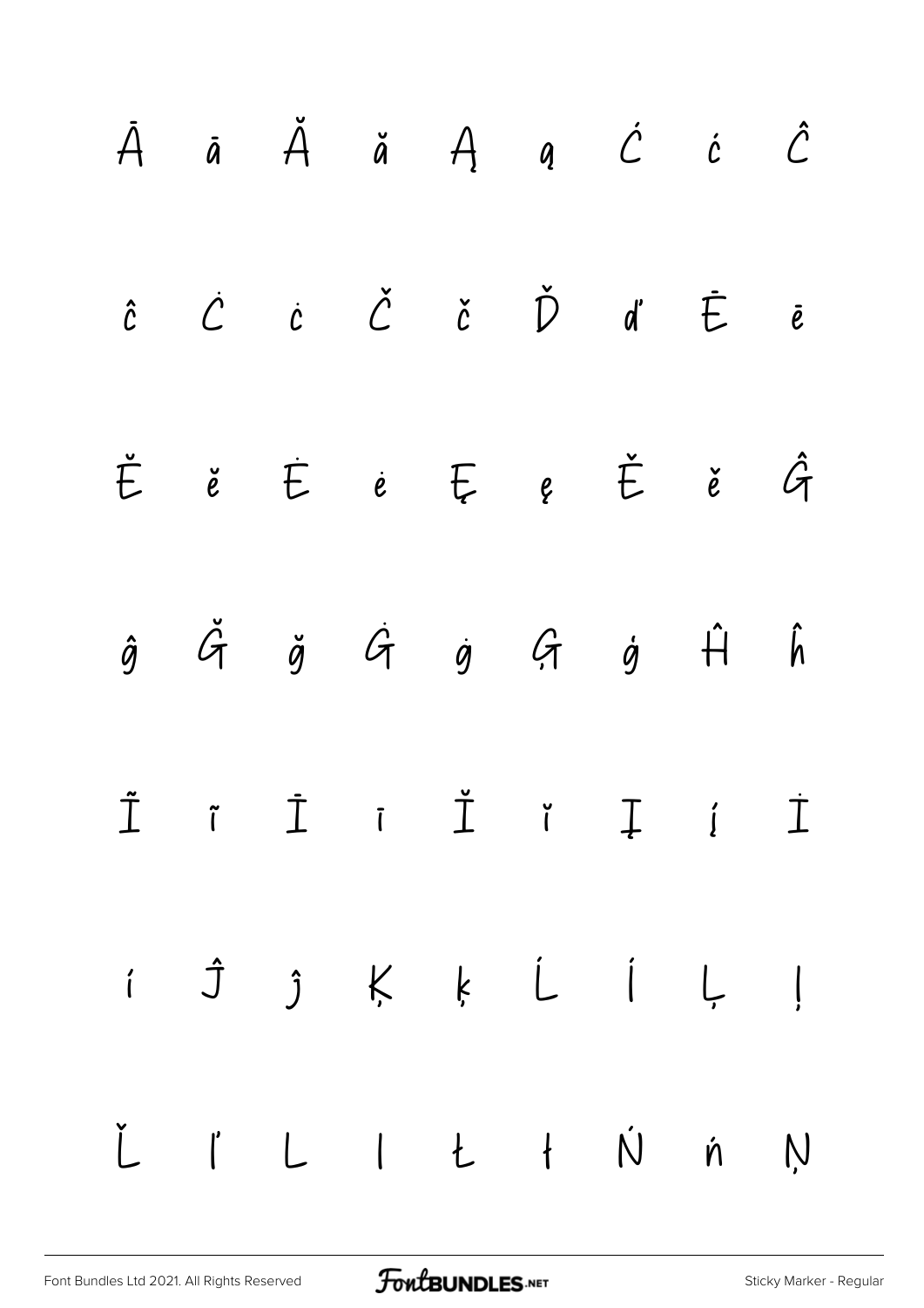Ā ā Ă ă Ą ą Ć ć Ĉ

ĉ Ċ ċ Č č Ď ď Ē ē

Ĕ ĕ Ė ė Ę ę Ě ě Ĝ

ĝ Ğ ğ Ġ ġ Ģ ģ Ĥ ĥ

Ĩ ĩ Ī ī Ĭ ĭ Į į İ

ı Ĵ ĵ Ķ ķ Ĺ ĺ Ļ ļ

Ľ ľ Ŀ ŀ Ł ł Ń ń Ņ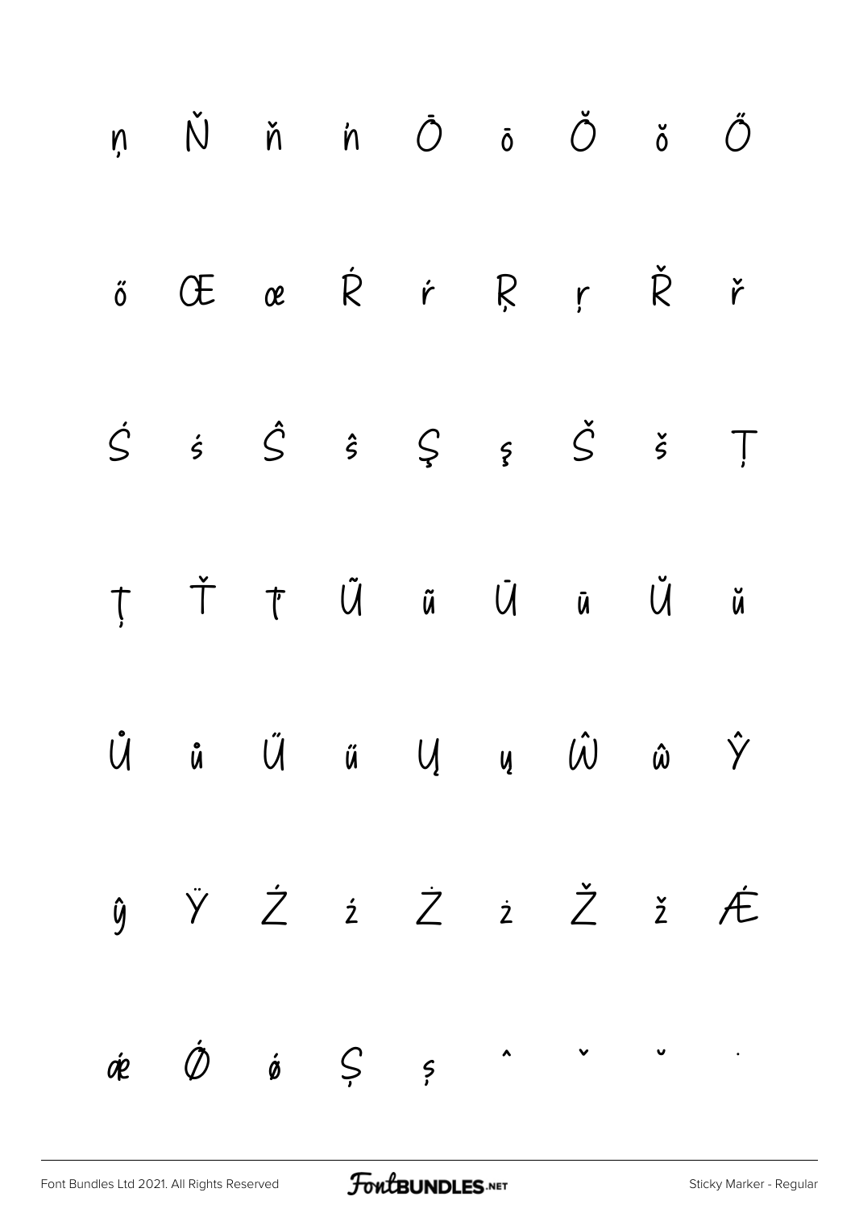ņ Ň ň ŉ Ō ō Ŏ ŏ Ő

ő Œ œ Ŕ ŕ Ŗ ŗ Ř ř

Ś ś Ŝ ŝ Ş ş Š š Ţ

ţ Ť ť Ũ ũ Ū ū Ŭ ŭ

Ů ů Ű ű Ų ų Ŵ ŵ Ŷ

ŷ Ÿ Ź ź Ż ż Ž ž Ǽ

ǽ Ǿ ǿ Ș ș ˆ ˇ ˘ ˙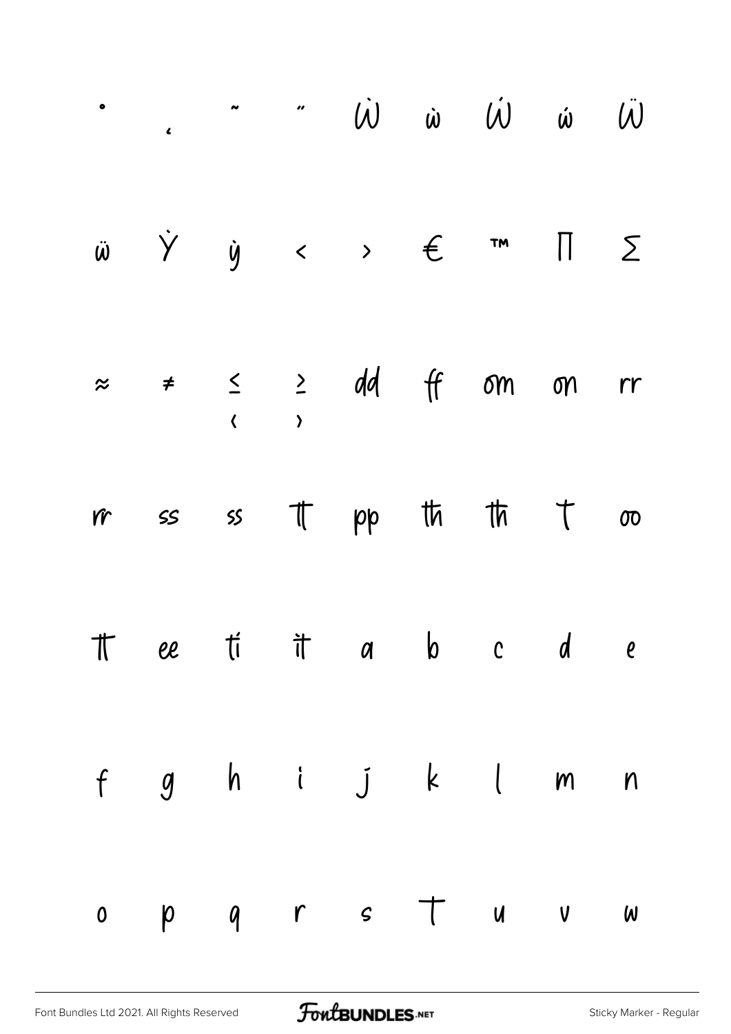˙ ˛ ˜ ˝ Ẁ ẁ Ẃ ẃ Ẅ

ẅ Ỳ ỳ ‹ › € ™ ∏ ∑

≈ ≠ ≤ ≥ dd ff om on rr

rr ss ss tt pp th th t oo

tt ee ti it a b c d e

f g h i j k l m n

o p q r s t u v w

Font Bundles Ltd 2021. All Rights Reserved

FontBUNDLES.NET

Sticky Marker - Regular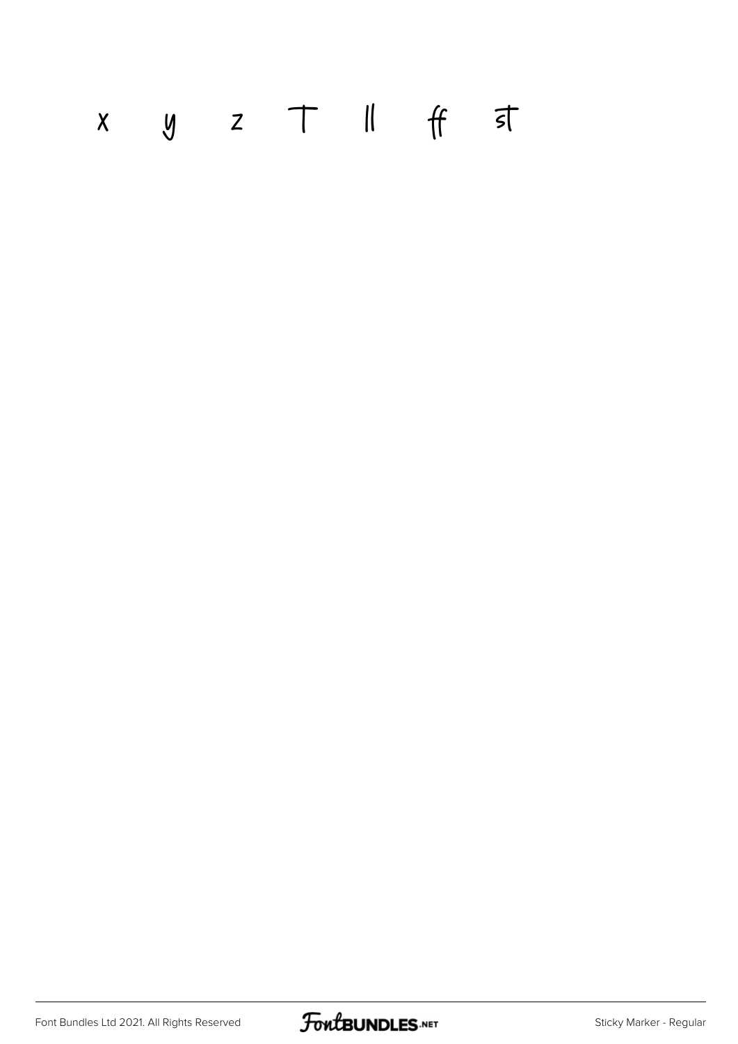x y z T ll ff st